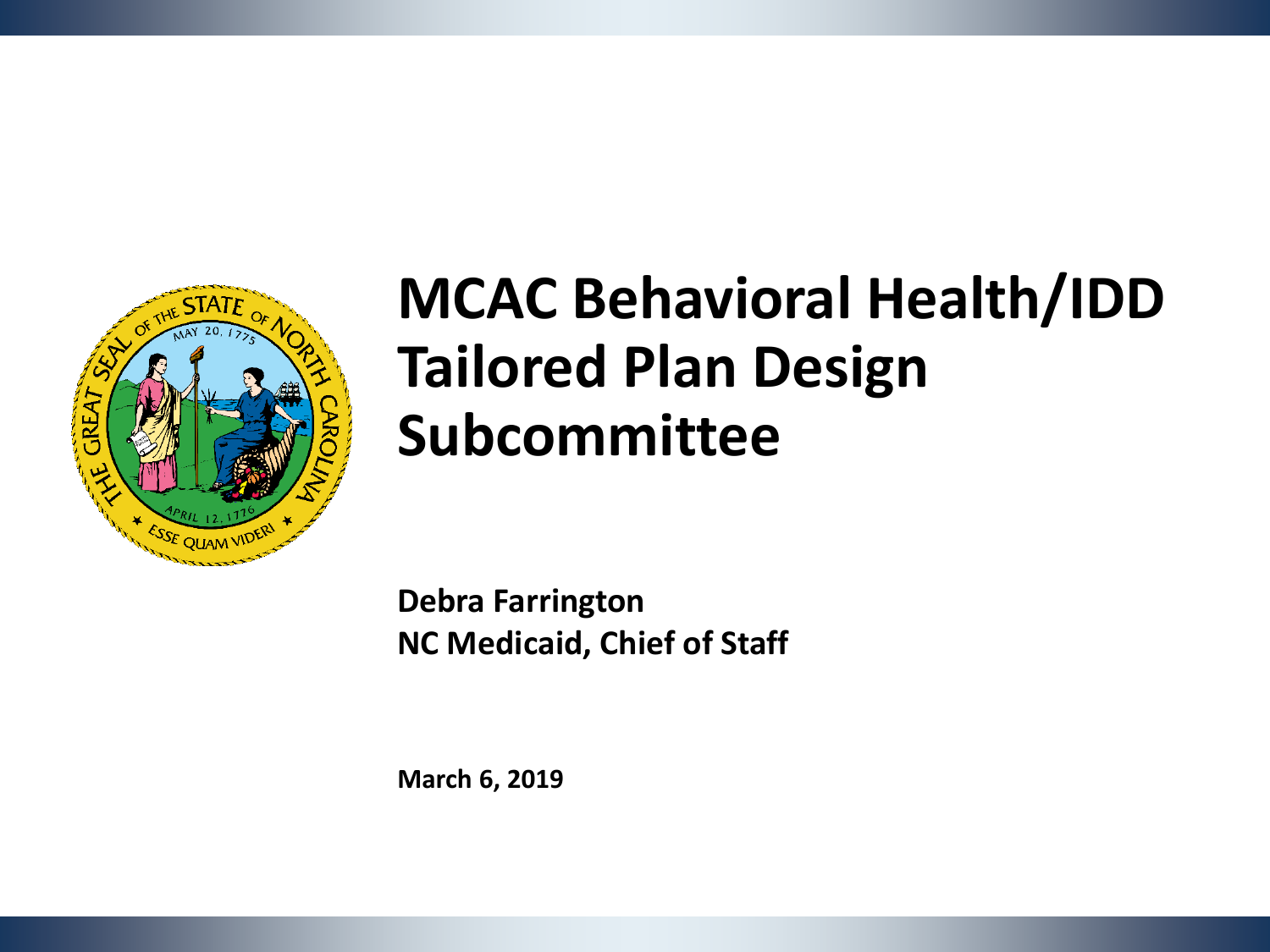# MCAC Behavioral Health/IDD Tailored Plan Design Subcommittee

**Debra Farrington**
**NC Medicaid, Chief of Staff**

**March 6, 2019**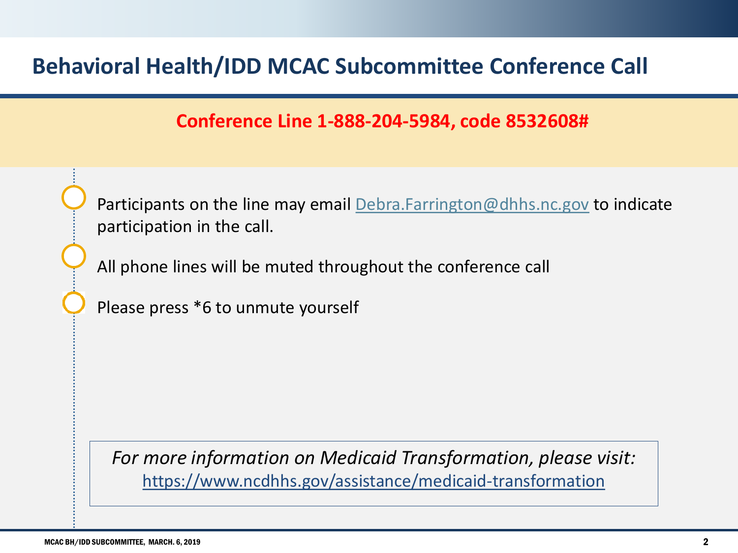# Behavioral Health/IDD MCAC Subcommittee Conference Call

**Conference Line 1-888-204-5984, code 8532608#**

- Participants on the line may email Debra.Farrington@dhhs.nc.gov to indicate participation in the call.
- All phone lines will be muted throughout the conference call
- Please press *6 to unmute yourself

*For more information on Medicaid Transformation, please visit:*
https://www.ncdhhs.gov/assistance/medicaid-transformation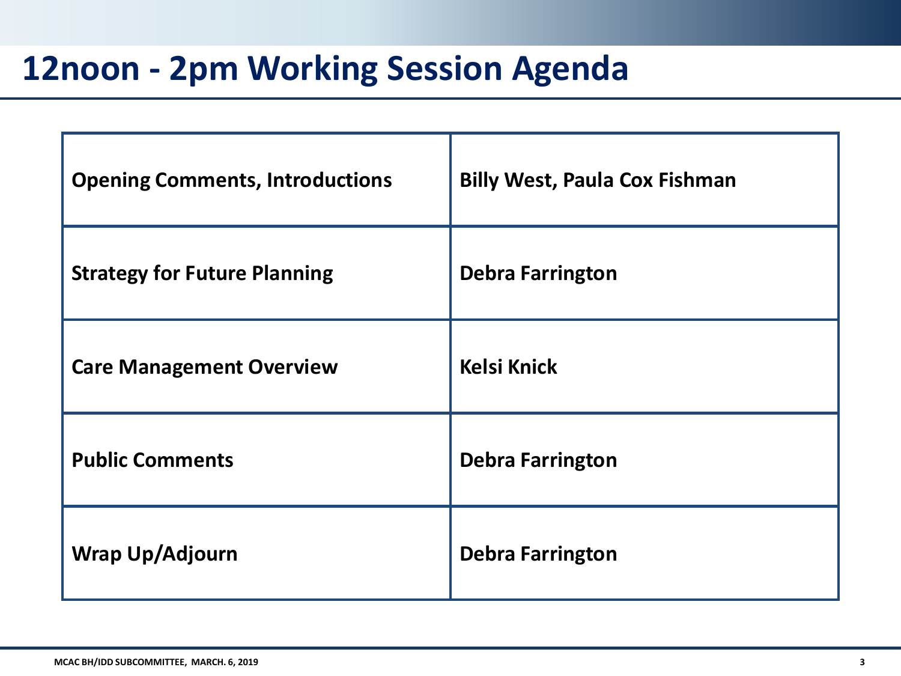# 12noon - 2pm Working Session Agenda

| | |
|---|---|
| **Opening Comments, Introductions** | **Billy West, Paula Cox Fishman** |
| **Strategy for Future Planning** | **Debra Farrington** |
| **Care Management Overview** | **Kelsi Knick** |
| **Public Comments** | **Debra Farrington** |
| **Wrap Up/Adjourn** | **Debra Farrington** |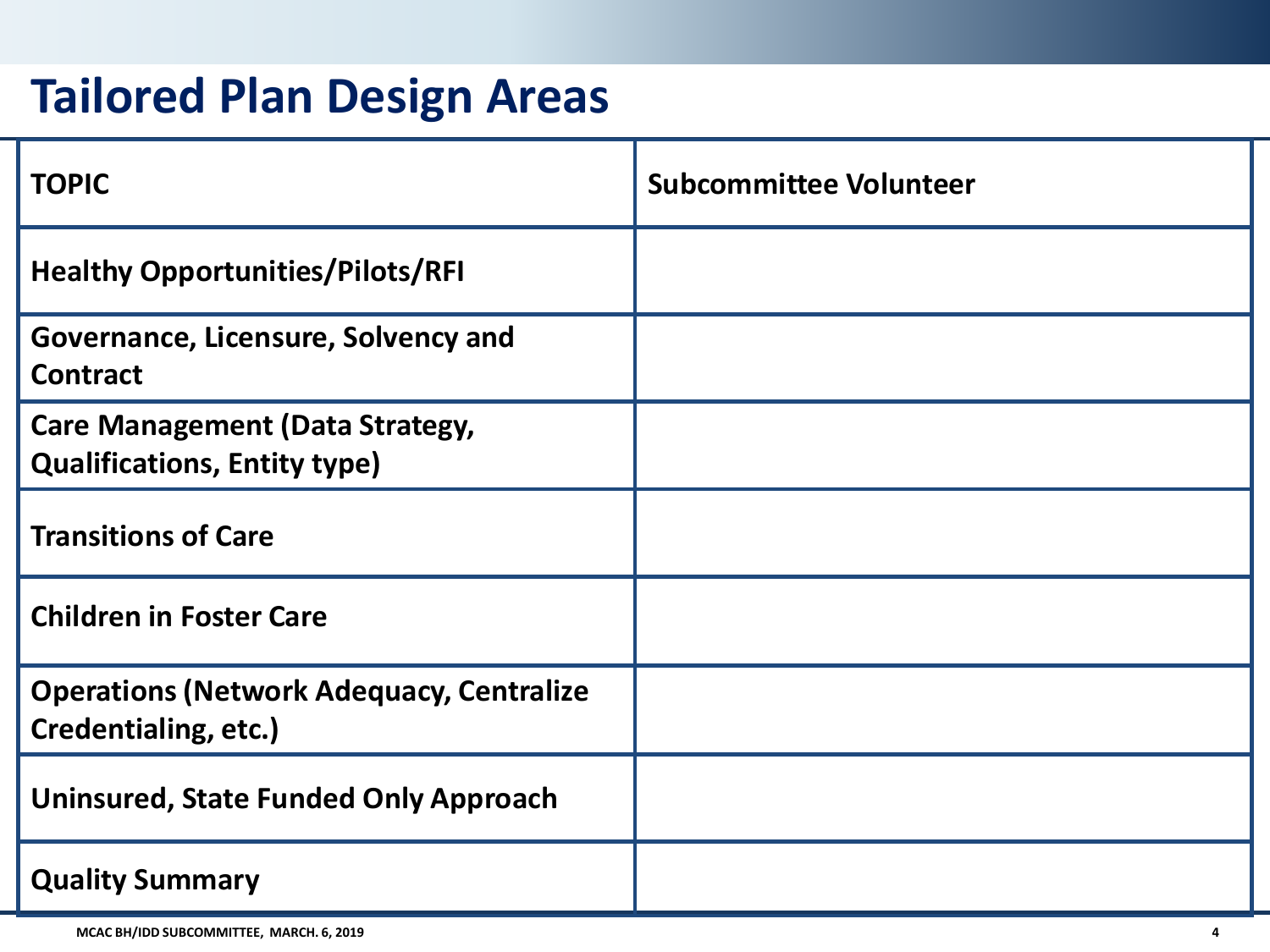# Tailored Plan Design Areas

| TOPIC | Subcommittee Volunteer |
| --- | --- |
| Healthy Opportunities/Pilots/RFI | |
| Governance, Licensure, Solvency and Contract | |
| Care Management (Data Strategy, Qualifications, Entity type) | |
| Transitions of Care | |
| Children in Foster Care | |
| Operations (Network Adequacy, Centralize Credentialing, etc.) | |
| Uninsured, State Funded Only Approach | |
| Quality Summary | |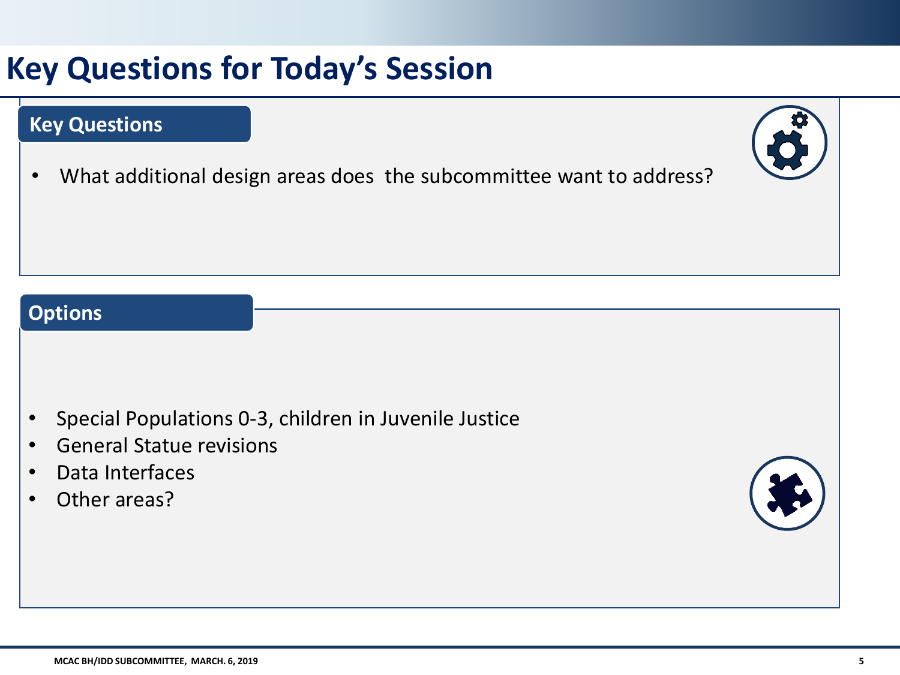# Key Questions for Today's Session

## Key Questions

- What additional design areas does the subcommittee want to address?

## Options

- Special Populations 0-3, children in Juvenile Justice
- General Statue revisions
- Data Interfaces
- Other areas?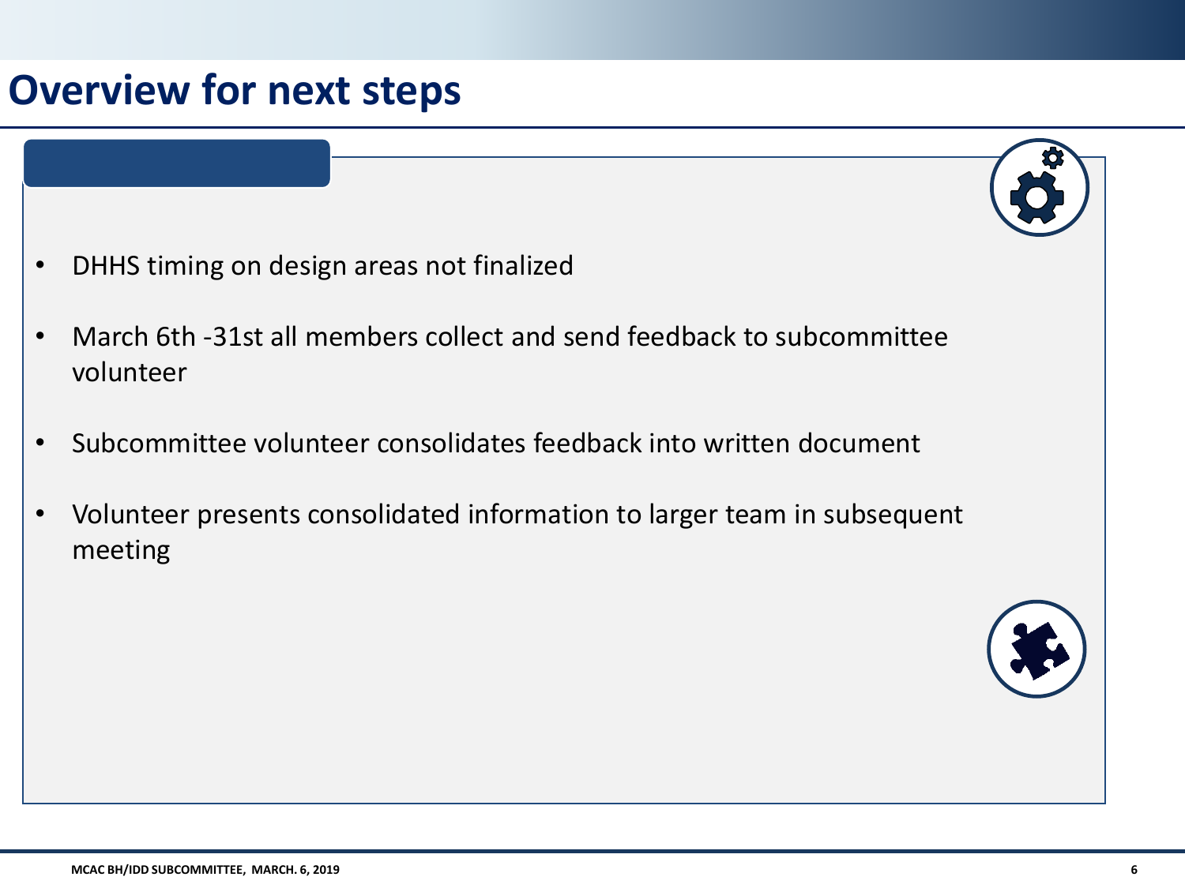# Overview for next steps

- DHHS timing on design areas not finalized
- March 6th -31st all members collect and send feedback to subcommittee volunteer
- Subcommittee volunteer consolidates feedback into written document
- Volunteer presents consolidated information to larger team in subsequent meeting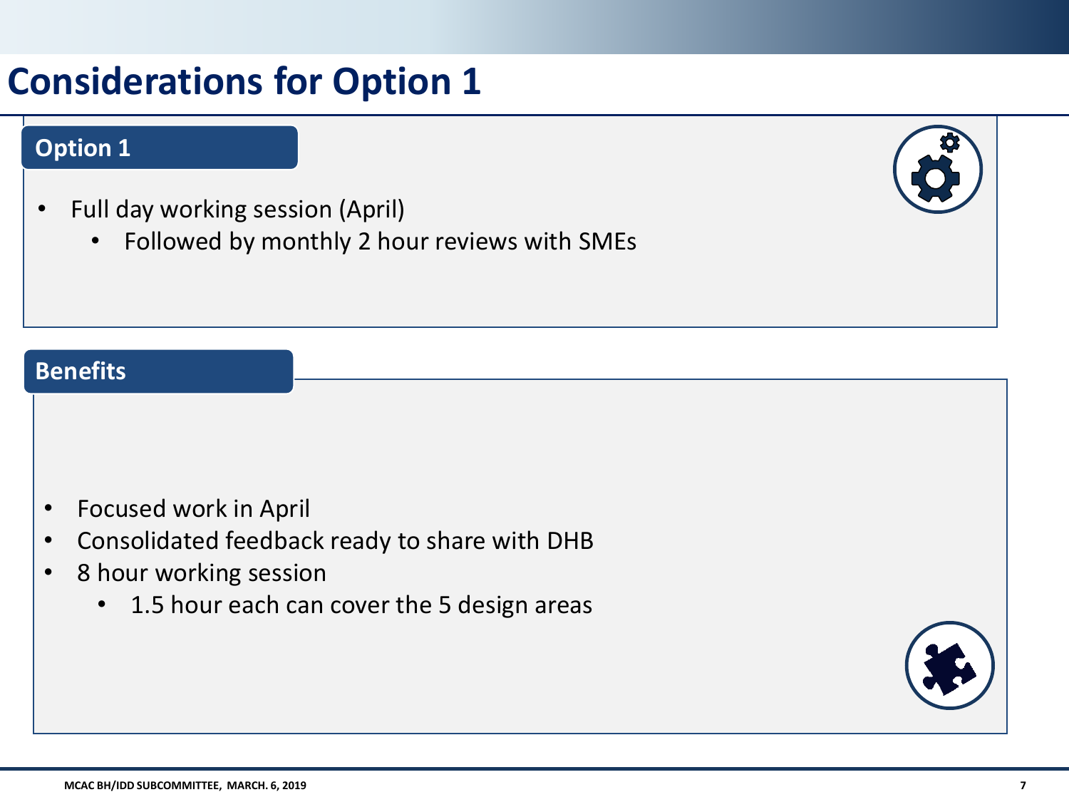# Considerations for Option 1

## Option 1

- Full day working session (April)
  - Followed by monthly 2 hour reviews with SMEs

## Benefits

- Focused work in April
- Consolidated feedback ready to share with DHB
- 8 hour working session
  - 1.5 hour each can cover the 5 design areas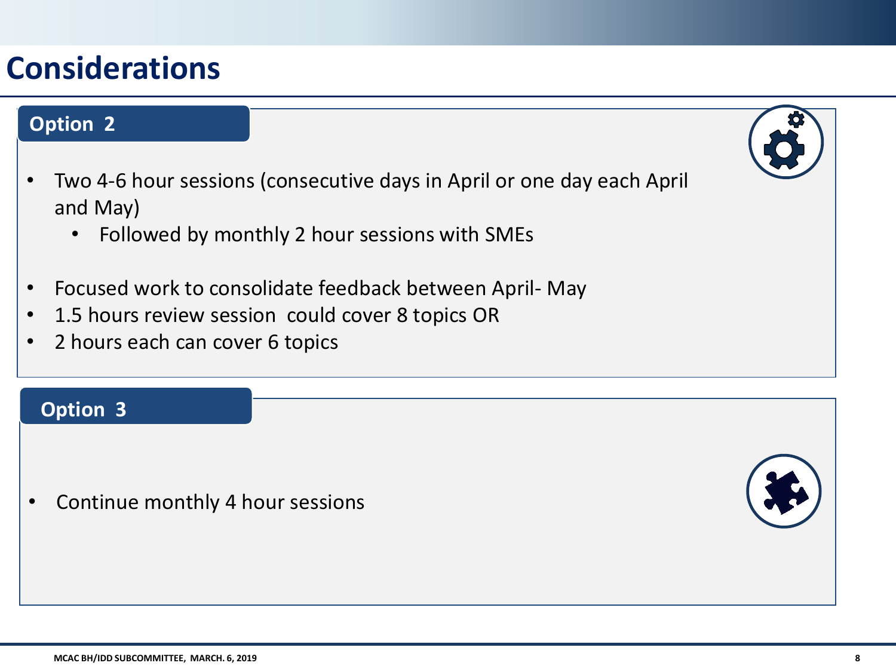# Considerations

## Option 2

- Two 4-6 hour sessions (consecutive days in April or one day each April and May)
  - Followed by monthly 2 hour sessions with SMEs

- Focused work to consolidate feedback between April- May
- 1.5 hours review session could cover 8 topics OR
- 2 hours each can cover 6 topics

## Option 3

- Continue monthly 4 hour sessions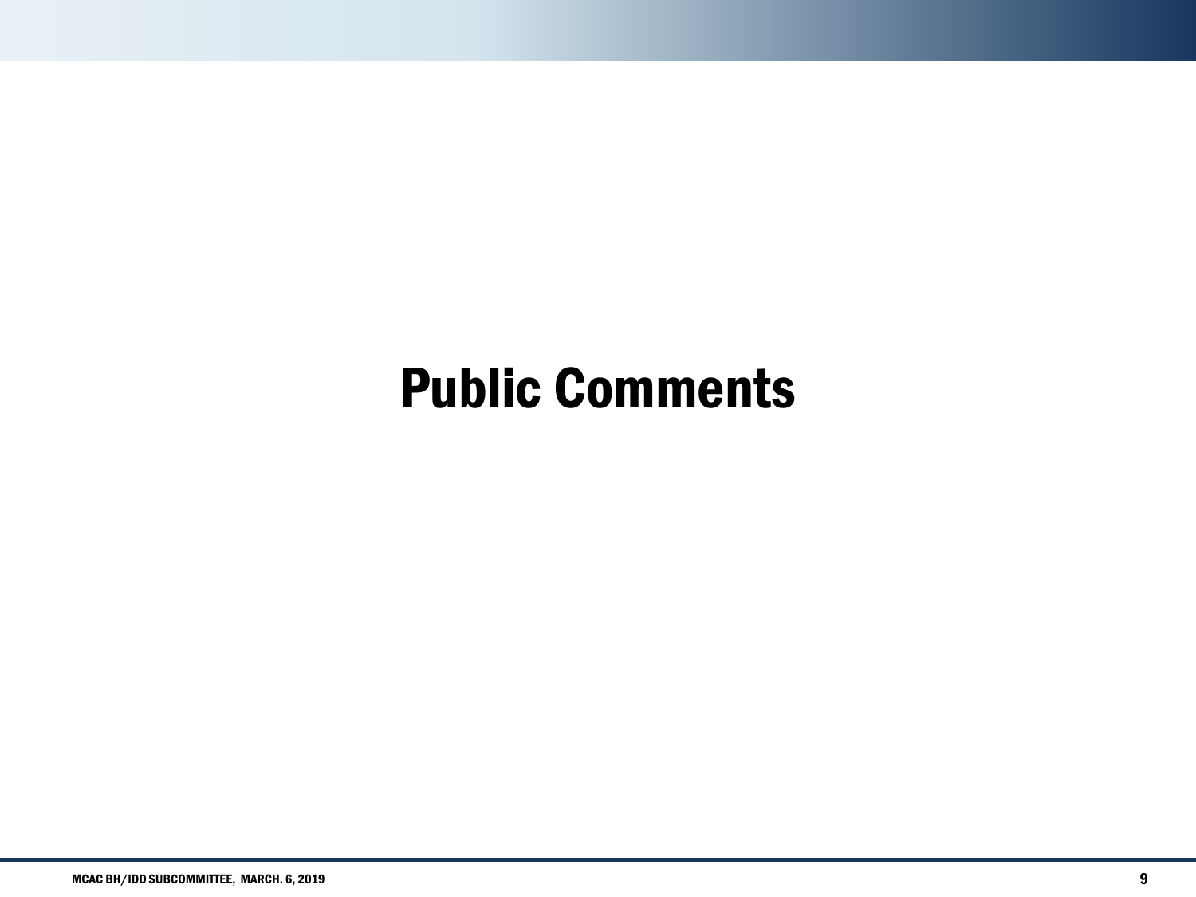# Public Comments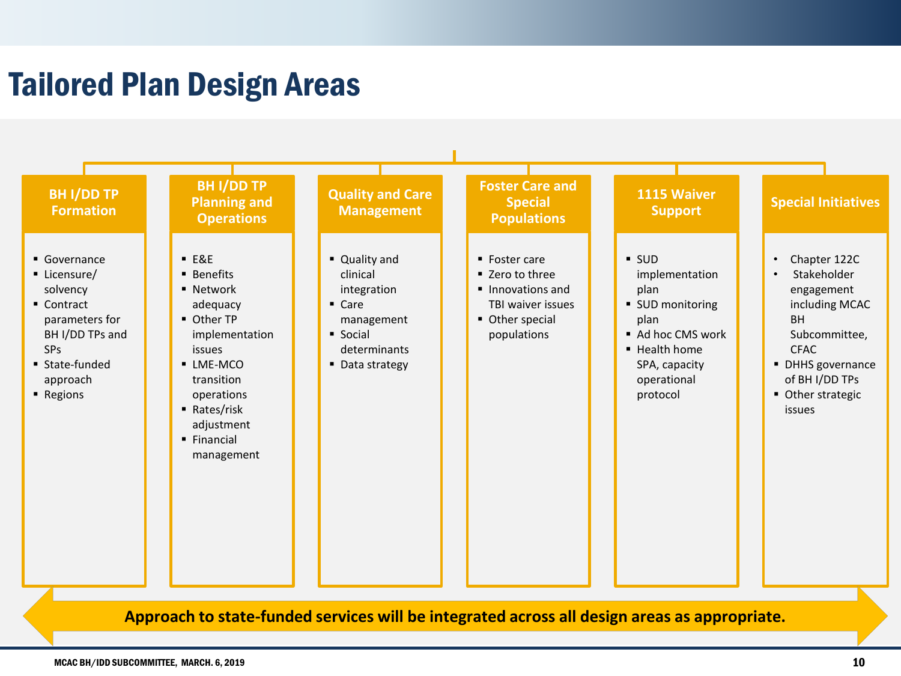# Tailored Plan Design Areas

## BH I/DD TP Formation

- Governance
- Licensure/ solvency
- Contract parameters for BH I/DD TPs and SPs
- State-funded approach
- Regions

## BH I/DD TP Planning and Operations

- E&E
- Benefits
- Network adequacy
- Other TP implementation issues
- LME-MCO transition operations
- Rates/risk adjustment
- Financial management

## Quality and Care Management

- Quality and clinical integration
- Care management
- Social determinants
- Data strategy

## Foster Care and Special Populations

- Foster care
- Zero to three
- Innovations and TBI waiver issues
- Other special populations

## 1115 Waiver Support

- SUD implementation plan
- SUD monitoring plan
- Ad hoc CMS work
- Health home SPA, capacity operational protocol

## Special Initiatives

- Chapter 122C
- Stakeholder engagement including MCAC BH Subcommittee, CFAC
- DHHS governance of BH I/DD TPs
- Other strategic issues

**Approach to state-funded services will be integrated across all design areas as appropriate.**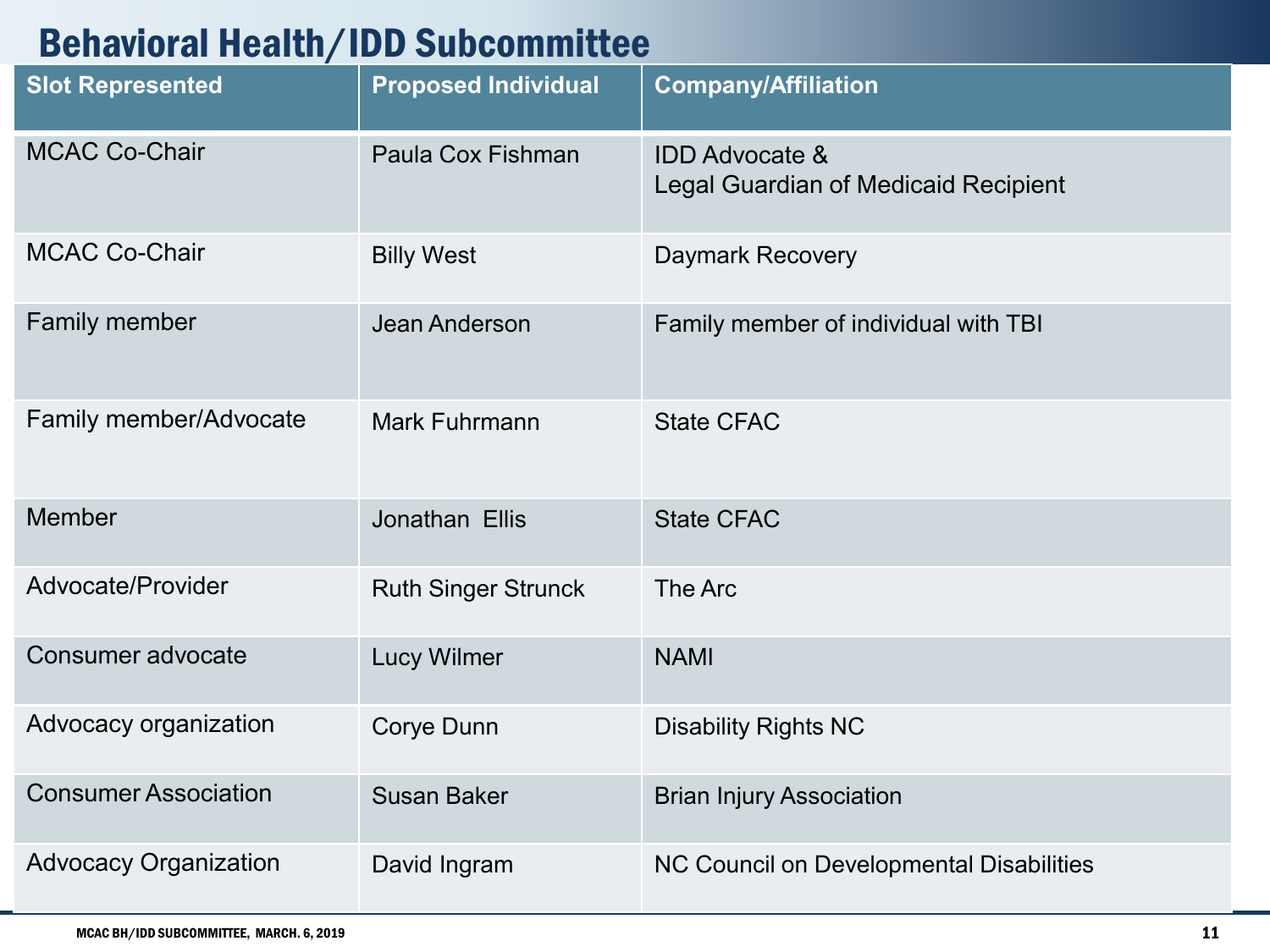# Behavioral Health/IDD Subcommittee

| Slot Represented | Proposed Individual | Company/Affiliation |
|---|---|---|
| MCAC Co-Chair | Paula Cox Fishman | IDD Advocate & Legal Guardian of Medicaid Recipient |
| MCAC Co-Chair | Billy West | Daymark Recovery |
| Family member | Jean Anderson | Family member of individual with TBI |
| Family member/Advocate | Mark Fuhrmann | State CFAC |
| Member | Jonathan Ellis | State CFAC |
| Advocate/Provider | Ruth Singer Strunck | The Arc |
| Consumer advocate | Lucy Wilmer | NAMI |
| Advocacy organization | Corye Dunn | Disability Rights NC |
| Consumer Association | Susan Baker | Brian Injury Association |
| Advocacy Organization | David Ingram | NC Council on Developmental Disabilities |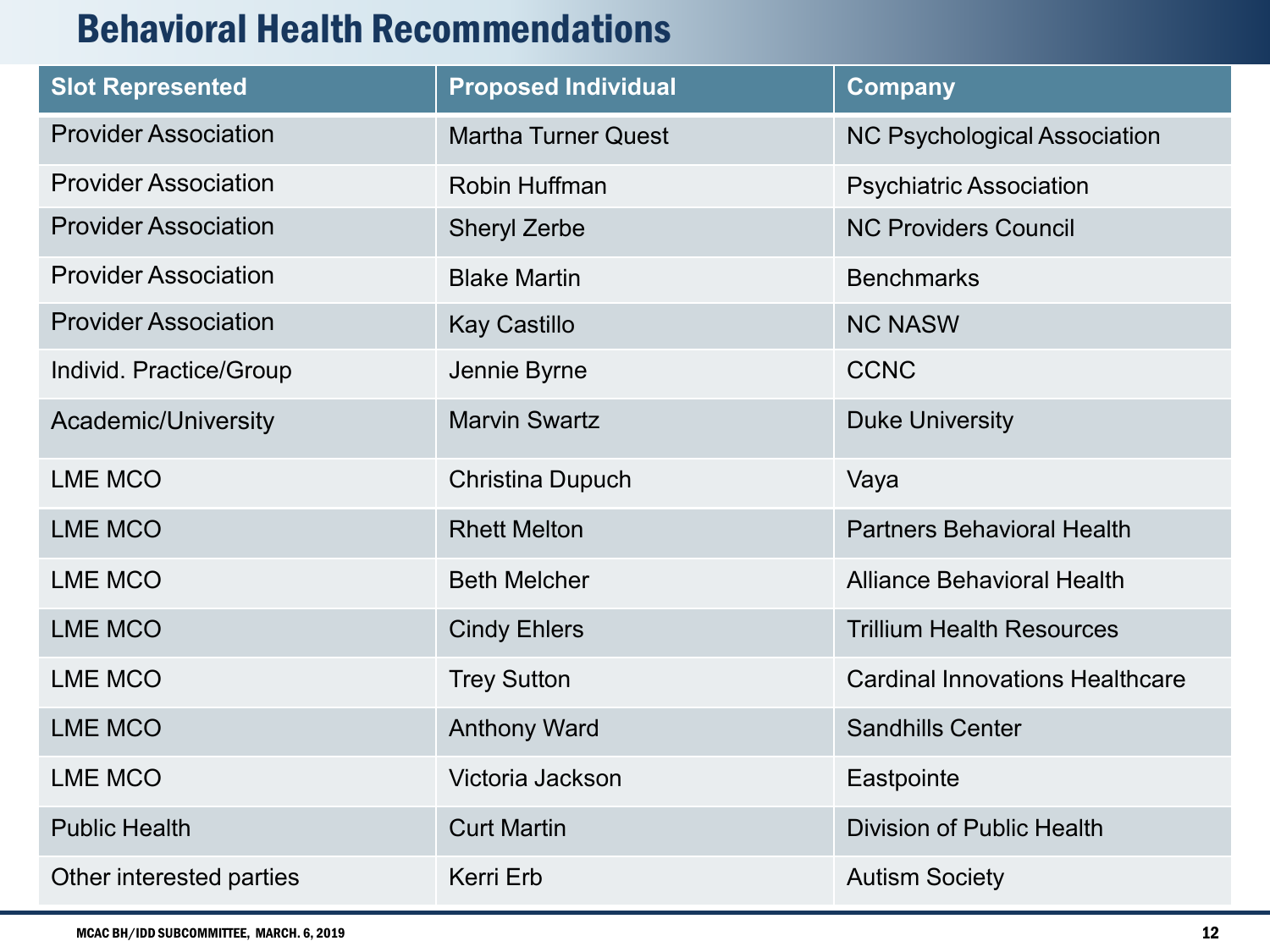# Behavioral Health Recommendations

| Slot Represented | Proposed Individual | Company |
|---|---|---|
| Provider Association | Martha Turner Quest | NC Psychological Association |
| Provider Association | Robin Huffman | Psychiatric Association |
| Provider Association | Sheryl Zerbe | NC Providers Council |
| Provider Association | Blake Martin | Benchmarks |
| Provider Association | Kay Castillo | NC NASW |
| Individ. Practice/Group | Jennie Byrne | CCNC |
| Academic/University | Marvin Swartz | Duke University |
| LME MCO | Christina Dupuch | Vaya |
| LME MCO | Rhett Melton | Partners Behavioral Health |
| LME MCO | Beth Melcher | Alliance Behavioral Health |
| LME MCO | Cindy Ehlers | Trillium Health Resources |
| LME MCO | Trey Sutton | Cardinal Innovations Healthcare |
| LME MCO | Anthony Ward | Sandhills Center |
| LME MCO | Victoria Jackson | Eastpointe |
| Public Health | Curt Martin | Division of Public Health |
| Other interested parties | Kerri Erb | Autism Society |